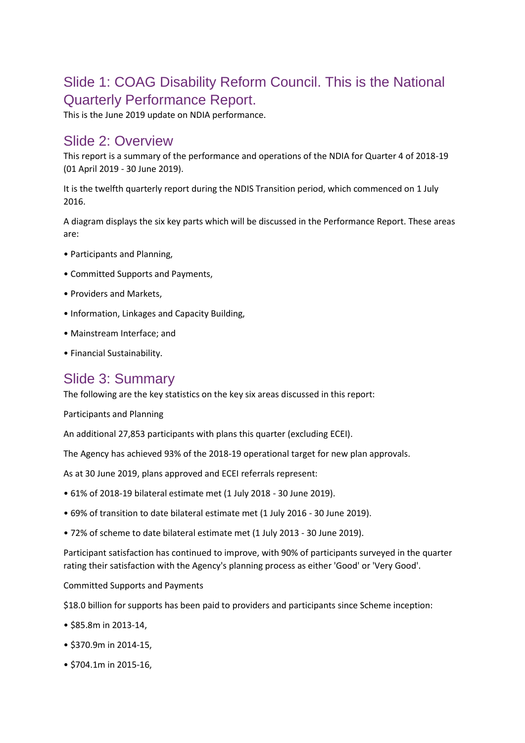## Slide 1: COAG Disability Reform Council. This is the National Quarterly Performance Report.

This is the June 2019 update on NDIA performance.

## Slide 2: Overview

This report is a summary of the performance and operations of the NDIA for Quarter 4 of 2018-19 (01 April 2019 - 30 June 2019).

It is the twelfth quarterly report during the NDIS Transition period, which commenced on 1 July 2016.

A diagram displays the six key parts which will be discussed in the Performance Report. These areas are:

• Participants and Planning,

• Committed Supports and Payments,

• Providers and Markets,

• Information, Linkages and Capacity Building,

• Mainstream Interface; and

• Financial Sustainability.

## Slide 3: Summary

The following are the key statistics on the key six areas discussed in this report:

Participants and Planning

An additional 27,853 participants with plans this quarter (excluding ECEI).

The Agency has achieved 93% of the 2018-19 operational target for new plan approvals.

As at 30 June 2019, plans approved and ECEI referrals represent:

• 61% of 2018-19 bilateral estimate met (1 July 2018 - 30 June 2019).

• 69% of transition to date bilateral estimate met (1 July 2016 - 30 June 2019).

• 72% of scheme to date bilateral estimate met (1 July 2013 - 30 June 2019).

Participant satisfaction has continued to improve, with 90% of participants surveyed in the quarter rating their satisfaction with the Agency's planning process as either 'Good' or 'Very Good'.

Committed Supports and Payments

$18.0 billion for supports has been paid to providers and participants since Scheme inception:

• $85.8m in 2013-14,

• $370.9m in 2014-15,

• $704.1m in 2015-16,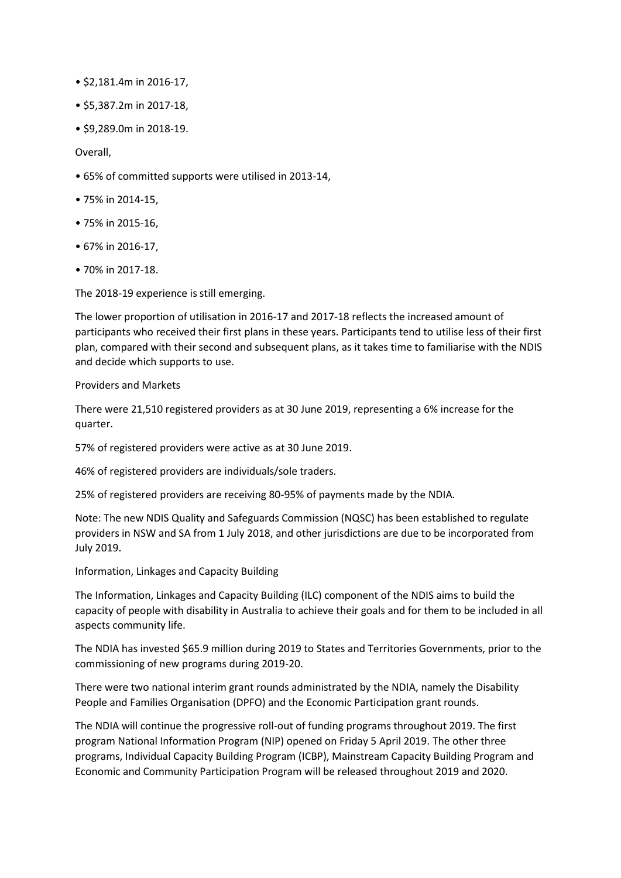- $2,181.4m in 2016-17,
- $5,387.2m in 2017-18,
- $9,289.0m in 2018-19.

Overall,

- 65% of committed supports were utilised in 2013-14,
- 75% in 2014-15,
- 75% in 2015-16,
- 67% in 2016-17,
- 70% in 2017-18.

The 2018-19 experience is still emerging.

The lower proportion of utilisation in 2016-17 and 2017-18 reflects the increased amount of participants who received their first plans in these years. Participants tend to utilise less of their first plan, compared with their second and subsequent plans, as it takes time to familiarise with the NDIS and decide which supports to use.

## Providers and Markets

There were 21,510 registered providers as at 30 June 2019, representing a 6% increase for the quarter.

57% of registered providers were active as at 30 June 2019.

46% of registered providers are individuals/sole traders.

25% of registered providers are receiving 80-95% of payments made by the NDIA.

Note: The new NDIS Quality and Safeguards Commission (NQSC) has been established to regulate providers in NSW and SA from 1 July 2018, and other jurisdictions are due to be incorporated from July 2019.

## Information, Linkages and Capacity Building

The Information, Linkages and Capacity Building (ILC) component of the NDIS aims to build the capacity of people with disability in Australia to achieve their goals and for them to be included in all aspects community life.

The NDIA has invested $65.9 million during 2019 to States and Territories Governments, prior to the commissioning of new programs during 2019-20.

There were two national interim grant rounds administrated by the NDIA, namely the Disability People and Families Organisation (DPFO) and the Economic Participation grant rounds.

The NDIA will continue the progressive roll-out of funding programs throughout 2019. The first program National Information Program (NIP) opened on Friday 5 April 2019. The other three programs, Individual Capacity Building Program (ICBP), Mainstream Capacity Building Program and Economic and Community Participation Program will be released throughout 2019 and 2020.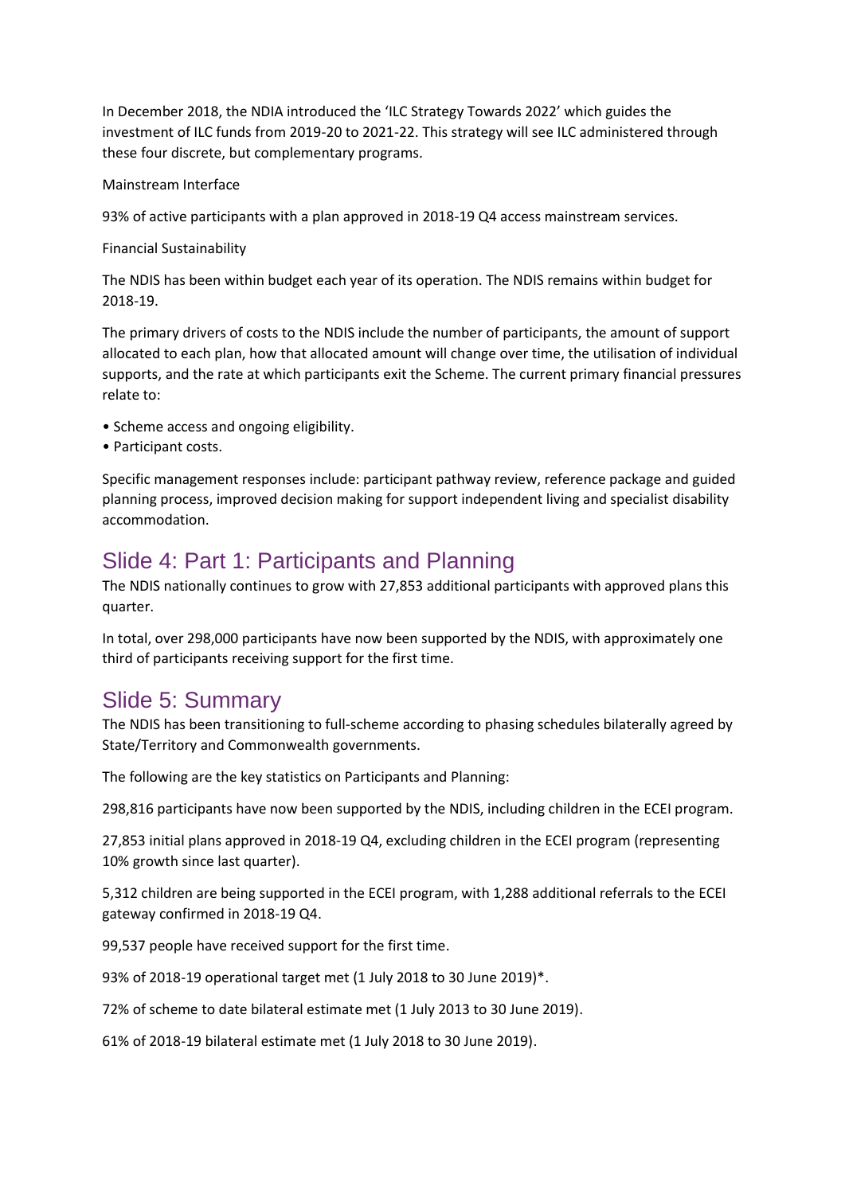In December 2018, the NDIA introduced the 'ILC Strategy Towards 2022' which guides the investment of ILC funds from 2019-20 to 2021-22. This strategy will see ILC administered through these four discrete, but complementary programs.

Mainstream Interface

93% of active participants with a plan approved in 2018-19 Q4 access mainstream services.

Financial Sustainability

The NDIS has been within budget each year of its operation. The NDIS remains within budget for 2018-19.

The primary drivers of costs to the NDIS include the number of participants, the amount of support allocated to each plan, how that allocated amount will change over time, the utilisation of individual supports, and the rate at which participants exit the Scheme. The current primary financial pressures relate to:

- Scheme access and ongoing eligibility.
- Participant costs.

Specific management responses include: participant pathway review, reference package and guided planning process, improved decision making for support independent living and specialist disability accommodation.

## Slide 4: Part 1: Participants and Planning

The NDIS nationally continues to grow with 27,853 additional participants with approved plans this quarter.

In total, over 298,000 participants have now been supported by the NDIS, with approximately one third of participants receiving support for the first time.

## Slide 5: Summary

The NDIS has been transitioning to full-scheme according to phasing schedules bilaterally agreed by State/Territory and Commonwealth governments.

The following are the key statistics on Participants and Planning:

298,816 participants have now been supported by the NDIS, including children in the ECEI program.

27,853 initial plans approved in 2018-19 Q4, excluding children in the ECEI program (representing 10% growth since last quarter).

5,312 children are being supported in the ECEI program, with 1,288 additional referrals to the ECEI gateway confirmed in 2018-19 Q4.

99,537 people have received support for the first time.

93% of 2018-19 operational target met (1 July 2018 to 30 June 2019)*.

72% of scheme to date bilateral estimate met (1 July 2013 to 30 June 2019).

61% of 2018-19 bilateral estimate met (1 July 2018 to 30 June 2019).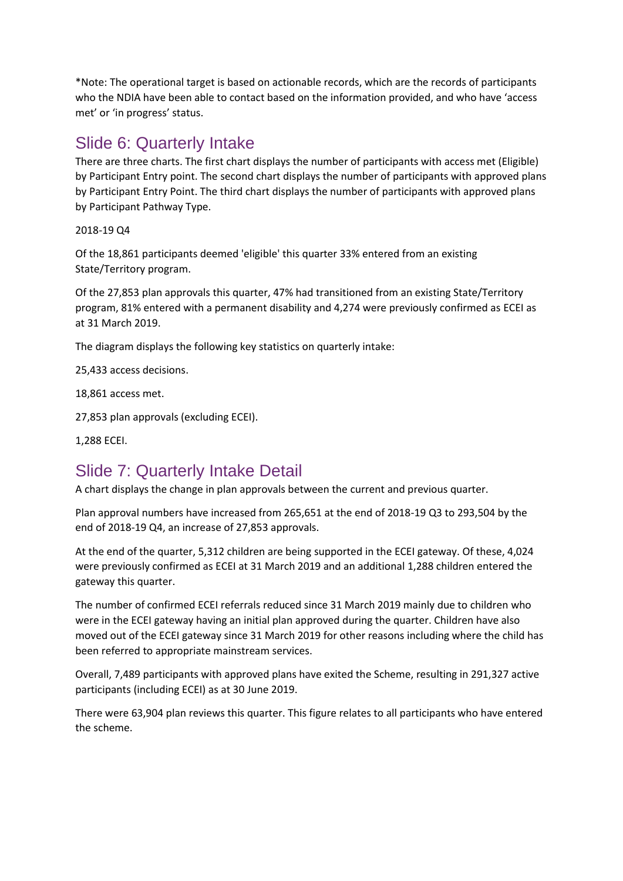*Note: The operational target is based on actionable records, which are the records of participants who the NDIA have been able to contact based on the information provided, and who have 'access met' or 'in progress' status.

## Slide 6: Quarterly Intake

There are three charts. The first chart displays the number of participants with access met (Eligible) by Participant Entry point. The second chart displays the number of participants with approved plans by Participant Entry Point. The third chart displays the number of participants with approved plans by Participant Pathway Type.

2018-19 Q4

Of the 18,861 participants deemed 'eligible' this quarter 33% entered from an existing State/Territory program.

Of the 27,853 plan approvals this quarter, 47% had transitioned from an existing State/Territory program, 81% entered with a permanent disability and 4,274 were previously confirmed as ECEI as at 31 March 2019.

The diagram displays the following key statistics on quarterly intake:

25,433 access decisions.

18,861 access met.

27,853 plan approvals (excluding ECEI).

1,288 ECEI.

## Slide 7: Quarterly Intake Detail

A chart displays the change in plan approvals between the current and previous quarter.

Plan approval numbers have increased from 265,651 at the end of 2018-19 Q3 to 293,504 by the end of 2018-19 Q4, an increase of 27,853 approvals.

At the end of the quarter, 5,312 children are being supported in the ECEI gateway. Of these, 4,024 were previously confirmed as ECEI at 31 March 2019 and an additional 1,288 children entered the gateway this quarter.

The number of confirmed ECEI referrals reduced since 31 March 2019 mainly due to children who were in the ECEI gateway having an initial plan approved during the quarter. Children have also moved out of the ECEI gateway since 31 March 2019 for other reasons including where the child has been referred to appropriate mainstream services.

Overall, 7,489 participants with approved plans have exited the Scheme, resulting in 291,327 active participants (including ECEI) as at 30 June 2019.

There were 63,904 plan reviews this quarter. This figure relates to all participants who have entered the scheme.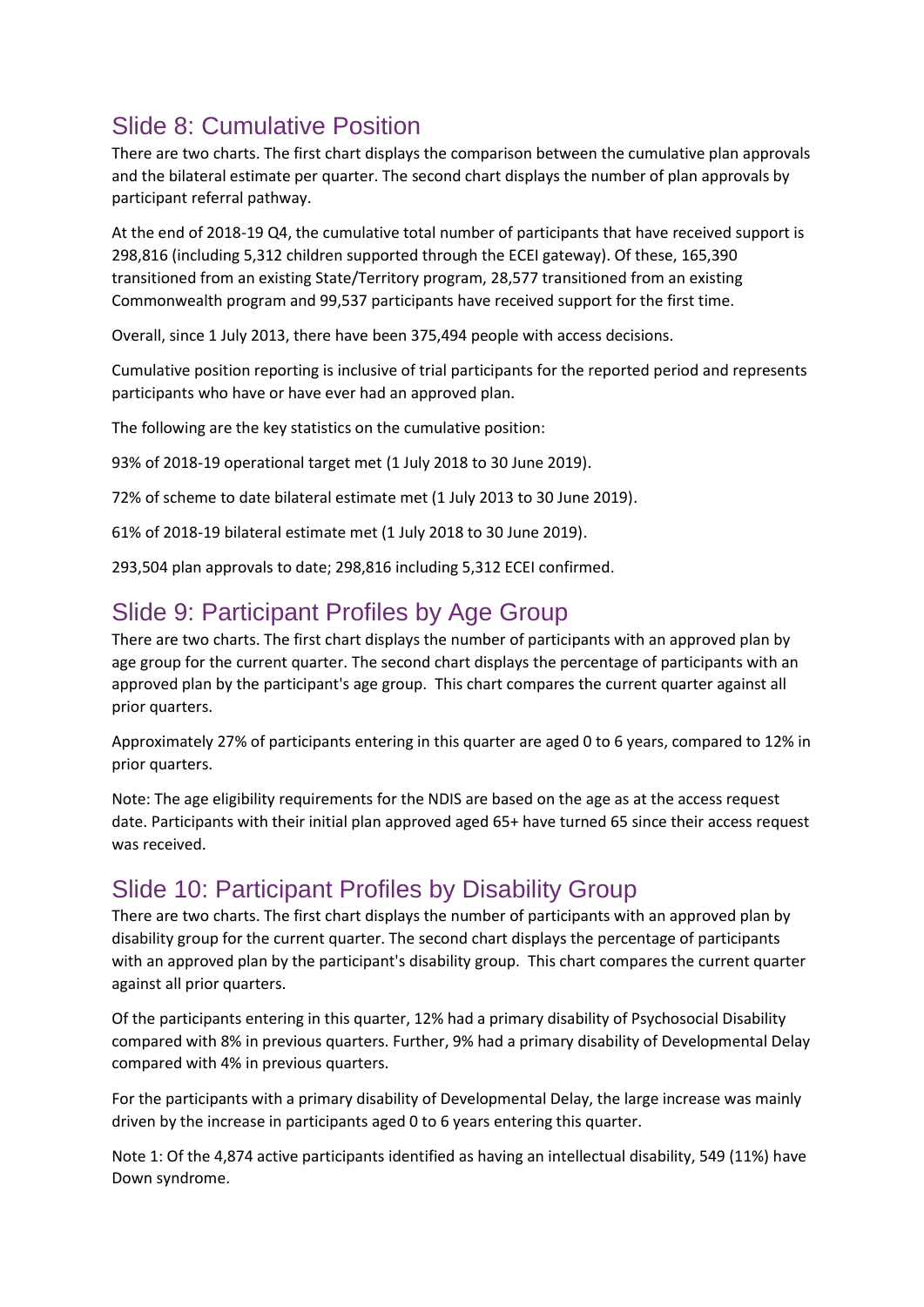## Slide 8: Cumulative Position

There are two charts. The first chart displays the comparison between the cumulative plan approvals and the bilateral estimate per quarter. The second chart displays the number of plan approvals by participant referral pathway.

At the end of 2018-19 Q4, the cumulative total number of participants that have received support is 298,816 (including 5,312 children supported through the ECEI gateway). Of these, 165,390 transitioned from an existing State/Territory program, 28,577 transitioned from an existing Commonwealth program and 99,537 participants have received support for the first time.

Overall, since 1 July 2013, there have been 375,494 people with access decisions.

Cumulative position reporting is inclusive of trial participants for the reported period and represents participants who have or have ever had an approved plan.

The following are the key statistics on the cumulative position:

93% of 2018-19 operational target met (1 July 2018 to 30 June 2019).

72% of scheme to date bilateral estimate met (1 July 2013 to 30 June 2019).

61% of 2018-19 bilateral estimate met (1 July 2018 to 30 June 2019).

293,504 plan approvals to date; 298,816 including 5,312 ECEI confirmed.

## Slide 9: Participant Profiles by Age Group

There are two charts. The first chart displays the number of participants with an approved plan by age group for the current quarter. The second chart displays the percentage of participants with an approved plan by the participant's age group. This chart compares the current quarter against all prior quarters.

Approximately 27% of participants entering in this quarter are aged 0 to 6 years, compared to 12% in prior quarters.

Note: The age eligibility requirements for the NDIS are based on the age as at the access request date. Participants with their initial plan approved aged 65+ have turned 65 since their access request was received.

## Slide 10: Participant Profiles by Disability Group

There are two charts. The first chart displays the number of participants with an approved plan by disability group for the current quarter. The second chart displays the percentage of participants with an approved plan by the participant's disability group. This chart compares the current quarter against all prior quarters.

Of the participants entering in this quarter, 12% had a primary disability of Psychosocial Disability compared with 8% in previous quarters. Further, 9% had a primary disability of Developmental Delay compared with 4% in previous quarters.

For the participants with a primary disability of Developmental Delay, the large increase was mainly driven by the increase in participants aged 0 to 6 years entering this quarter.

Note 1: Of the 4,874 active participants identified as having an intellectual disability, 549 (11%) have Down syndrome.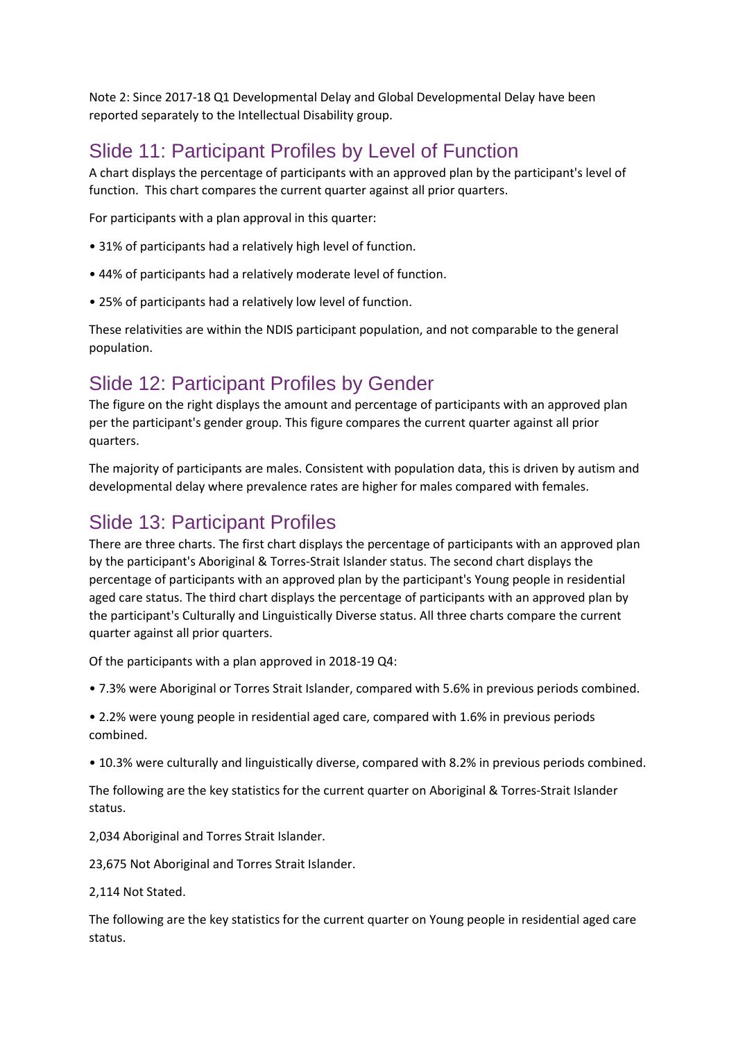Note 2: Since 2017-18 Q1 Developmental Delay and Global Developmental Delay have been reported separately to the Intellectual Disability group.

## Slide 11: Participant Profiles by Level of Function

A chart displays the percentage of participants with an approved plan by the participant's level of function. This chart compares the current quarter against all prior quarters.

For participants with a plan approval in this quarter:

• 31% of participants had a relatively high level of function.

• 44% of participants had a relatively moderate level of function.

• 25% of participants had a relatively low level of function.

These relativities are within the NDIS participant population, and not comparable to the general population.

## Slide 12: Participant Profiles by Gender

The figure on the right displays the amount and percentage of participants with an approved plan per the participant's gender group. This figure compares the current quarter against all prior quarters.

The majority of participants are males. Consistent with population data, this is driven by autism and developmental delay where prevalence rates are higher for males compared with females.

## Slide 13: Participant Profiles

There are three charts. The first chart displays the percentage of participants with an approved plan by the participant's Aboriginal & Torres-Strait Islander status. The second chart displays the percentage of participants with an approved plan by the participant's Young people in residential aged care status. The third chart displays the percentage of participants with an approved plan by the participant's Culturally and Linguistically Diverse status. All three charts compare the current quarter against all prior quarters.

Of the participants with a plan approved in 2018-19 Q4:

• 7.3% were Aboriginal or Torres Strait Islander, compared with 5.6% in previous periods combined.

• 2.2% were young people in residential aged care, compared with 1.6% in previous periods combined.

• 10.3% were culturally and linguistically diverse, compared with 8.2% in previous periods combined.

The following are the key statistics for the current quarter on Aboriginal & Torres-Strait Islander status.

2,034 Aboriginal and Torres Strait Islander.

23,675 Not Aboriginal and Torres Strait Islander.

2,114 Not Stated.

The following are the key statistics for the current quarter on Young people in residential aged care status.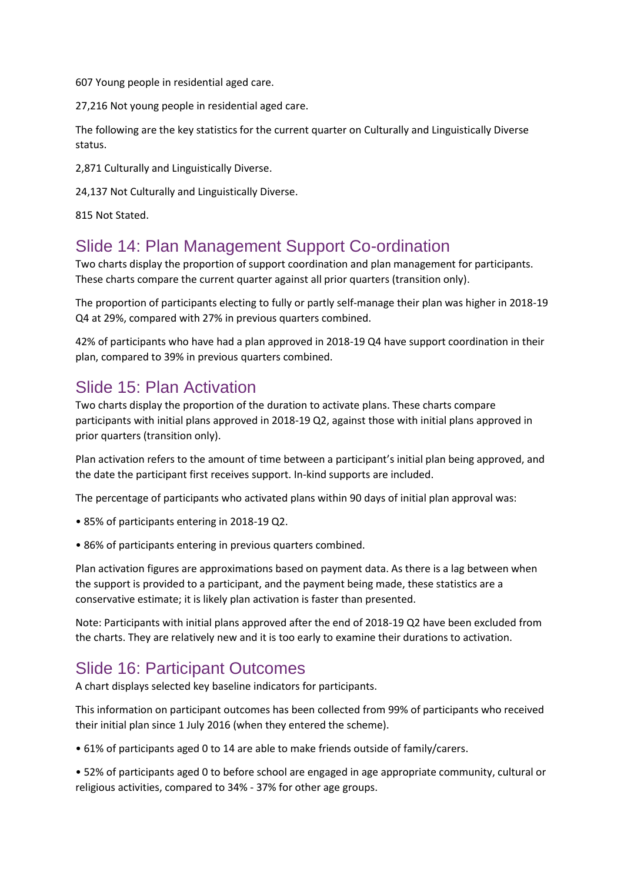607 Young people in residential aged care.

27,216 Not young people in residential aged care.

The following are the key statistics for the current quarter on Culturally and Linguistically Diverse status.

2,871 Culturally and Linguistically Diverse.

24,137 Not Culturally and Linguistically Diverse.

815 Not Stated.

## Slide 14: Plan Management Support Co-ordination

Two charts display the proportion of support coordination and plan management for participants. These charts compare the current quarter against all prior quarters (transition only).

The proportion of participants electing to fully or partly self-manage their plan was higher in 2018-19 Q4 at 29%, compared with 27% in previous quarters combined.

42% of participants who have had a plan approved in 2018-19 Q4 have support coordination in their plan, compared to 39% in previous quarters combined.

## Slide 15: Plan Activation

Two charts display the proportion of the duration to activate plans. These charts compare participants with initial plans approved in 2018-19 Q2, against those with initial plans approved in prior quarters (transition only).

Plan activation refers to the amount of time between a participant's initial plan being approved, and the date the participant first receives support. In-kind supports are included.

The percentage of participants who activated plans within 90 days of initial plan approval was:

- 85% of participants entering in 2018-19 Q2.
- 86% of participants entering in previous quarters combined.

Plan activation figures are approximations based on payment data. As there is a lag between when the support is provided to a participant, and the payment being made, these statistics are a conservative estimate; it is likely plan activation is faster than presented.

Note: Participants with initial plans approved after the end of 2018-19 Q2 have been excluded from the charts. They are relatively new and it is too early to examine their durations to activation.

## Slide 16: Participant Outcomes

A chart displays selected key baseline indicators for participants.

This information on participant outcomes has been collected from 99% of participants who received their initial plan since 1 July 2016 (when they entered the scheme).

- 61% of participants aged 0 to 14 are able to make friends outside of family/carers.
- 52% of participants aged 0 to before school are engaged in age appropriate community, cultural or religious activities, compared to 34% - 37% for other age groups.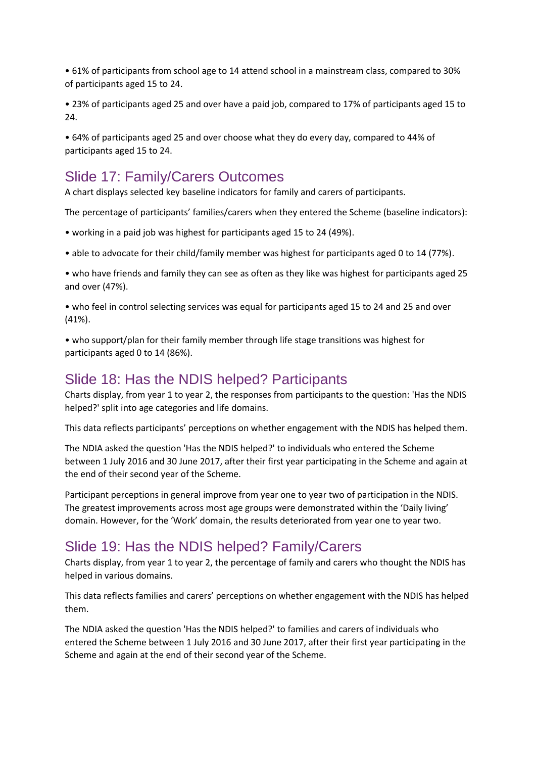- 61% of participants from school age to 14 attend school in a mainstream class, compared to 30% of participants aged 15 to 24.
- 23% of participants aged 25 and over have a paid job, compared to 17% of participants aged 15 to 24.
- 64% of participants aged 25 and over choose what they do every day, compared to 44% of participants aged 15 to 24.

## Slide 17: Family/Carers Outcomes

A chart displays selected key baseline indicators for family and carers of participants.

The percentage of participants' families/carers when they entered the Scheme (baseline indicators):

- working in a paid job was highest for participants aged 15 to 24 (49%).
- able to advocate for their child/family member was highest for participants aged 0 to 14 (77%).
- who have friends and family they can see as often as they like was highest for participants aged 25 and over (47%).
- who feel in control selecting services was equal for participants aged 15 to 24 and 25 and over (41%).
- who support/plan for their family member through life stage transitions was highest for participants aged 0 to 14 (86%).

## Slide 18: Has the NDIS helped? Participants

Charts display, from year 1 to year 2, the responses from participants to the question: 'Has the NDIS helped?' split into age categories and life domains.

This data reflects participants' perceptions on whether engagement with the NDIS has helped them.

The NDIA asked the question 'Has the NDIS helped?' to individuals who entered the Scheme between 1 July 2016 and 30 June 2017, after their first year participating in the Scheme and again at the end of their second year of the Scheme.

Participant perceptions in general improve from year one to year two of participation in the NDIS. The greatest improvements across most age groups were demonstrated within the 'Daily living' domain. However, for the 'Work' domain, the results deteriorated from year one to year two.

## Slide 19: Has the NDIS helped? Family/Carers

Charts display, from year 1 to year 2, the percentage of family and carers who thought the NDIS has helped in various domains.

This data reflects families and carers' perceptions on whether engagement with the NDIS has helped them.

The NDIA asked the question 'Has the NDIS helped?' to families and carers of individuals who entered the Scheme between 1 July 2016 and 30 June 2017, after their first year participating in the Scheme and again at the end of their second year of the Scheme.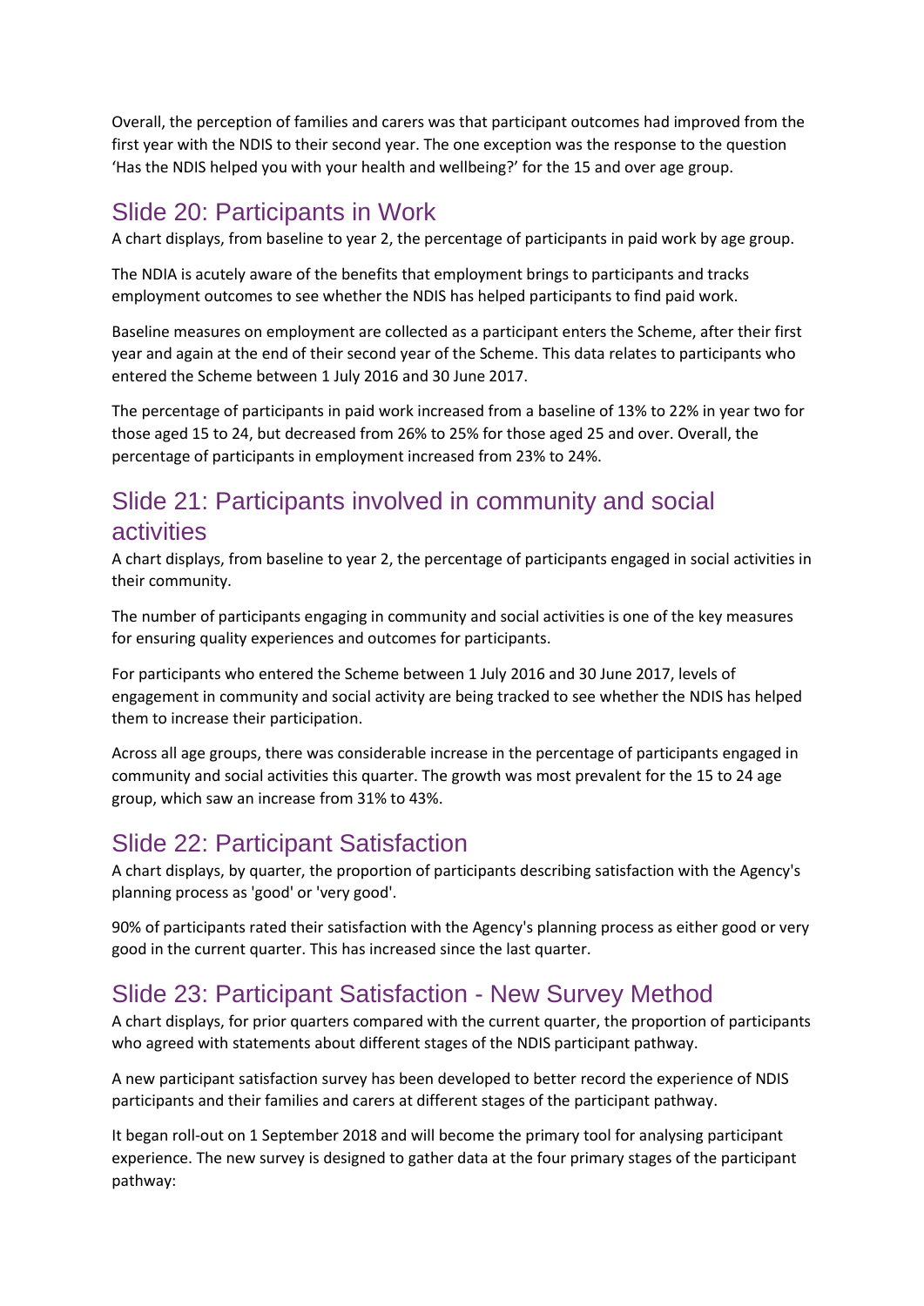Overall, the perception of families and carers was that participant outcomes had improved from the first year with the NDIS to their second year. The one exception was the response to the question 'Has the NDIS helped you with your health and wellbeing?' for the 15 and over age group.

## Slide 20: Participants in Work

A chart displays, from baseline to year 2, the percentage of participants in paid work by age group.

The NDIA is acutely aware of the benefits that employment brings to participants and tracks employment outcomes to see whether the NDIS has helped participants to find paid work.

Baseline measures on employment are collected as a participant enters the Scheme, after their first year and again at the end of their second year of the Scheme. This data relates to participants who entered the Scheme between 1 July 2016 and 30 June 2017.

The percentage of participants in paid work increased from a baseline of 13% to 22% in year two for those aged 15 to 24, but decreased from 26% to 25% for those aged 25 and over. Overall, the percentage of participants in employment increased from 23% to 24%.

## Slide 21: Participants involved in community and social activities

A chart displays, from baseline to year 2, the percentage of participants engaged in social activities in their community.

The number of participants engaging in community and social activities is one of the key measures for ensuring quality experiences and outcomes for participants.

For participants who entered the Scheme between 1 July 2016 and 30 June 2017, levels of engagement in community and social activity are being tracked to see whether the NDIS has helped them to increase their participation.

Across all age groups, there was considerable increase in the percentage of participants engaged in community and social activities this quarter. The growth was most prevalent for the 15 to 24 age group, which saw an increase from 31% to 43%.

## Slide 22: Participant Satisfaction

A chart displays, by quarter, the proportion of participants describing satisfaction with the Agency's planning process as 'good' or 'very good'.

90% of participants rated their satisfaction with the Agency's planning process as either good or very good in the current quarter. This has increased since the last quarter.

## Slide 23: Participant Satisfaction - New Survey Method

A chart displays, for prior quarters compared with the current quarter, the proportion of participants who agreed with statements about different stages of the NDIS participant pathway.

A new participant satisfaction survey has been developed to better record the experience of NDIS participants and their families and carers at different stages of the participant pathway.

It began roll-out on 1 September 2018 and will become the primary tool for analysing participant experience. The new survey is designed to gather data at the four primary stages of the participant pathway: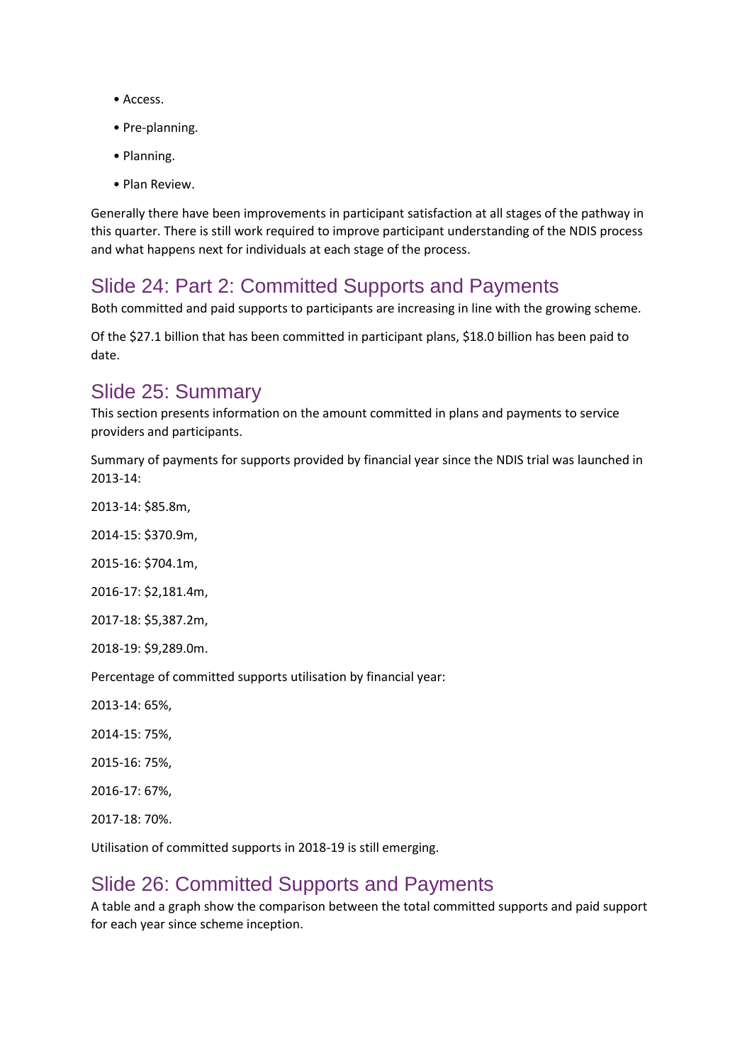- Access.
- Pre-planning.
- Planning.
- Plan Review.

Generally there have been improvements in participant satisfaction at all stages of the pathway in this quarter. There is still work required to improve participant understanding of the NDIS process and what happens next for individuals at each stage of the process.

## Slide 24: Part 2: Committed Supports and Payments

Both committed and paid supports to participants are increasing in line with the growing scheme.

Of the $27.1 billion that has been committed in participant plans, $18.0 billion has been paid to date.

## Slide 25: Summary

This section presents information on the amount committed in plans and payments to service providers and participants.

Summary of payments for supports provided by financial year since the NDIS trial was launched in 2013-14:

2013-14: $85.8m,

2014-15: $370.9m,

2015-16: $704.1m,

2016-17: $2,181.4m,

2017-18: $5,387.2m,

2018-19: $9,289.0m.

Percentage of committed supports utilisation by financial year:

2013-14: 65%,

2014-15: 75%,

2015-16: 75%,

2016-17: 67%,

2017-18: 70%.

Utilisation of committed supports in 2018-19 is still emerging.

## Slide 26: Committed Supports and Payments

A table and a graph show the comparison between the total committed supports and paid support for each year since scheme inception.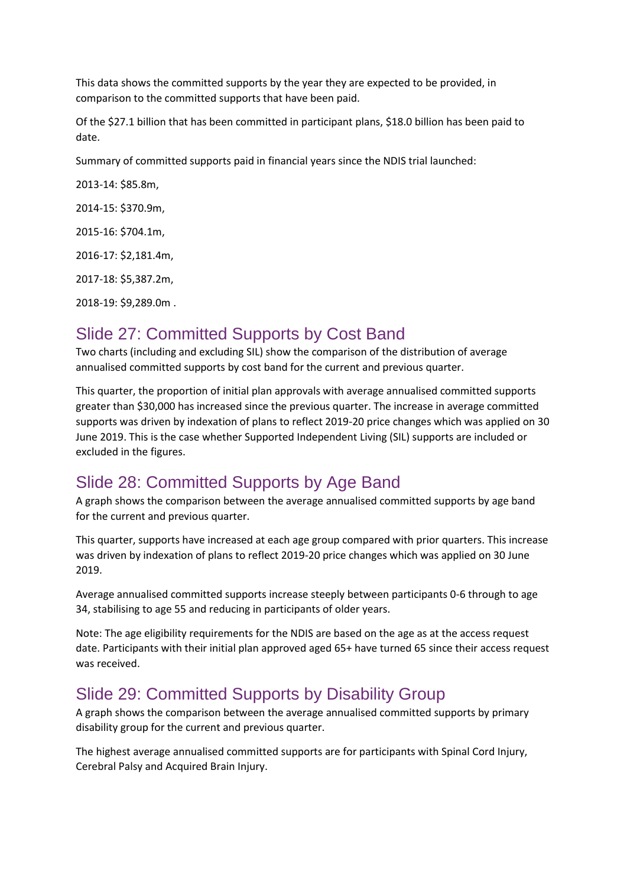This data shows the committed supports by the year they are expected to be provided, in comparison to the committed supports that have been paid.

Of the $27.1 billion that has been committed in participant plans, $18.0 billion has been paid to date.

Summary of committed supports paid in financial years since the NDIS trial launched:

2013-14: $85.8m,

2014-15: $370.9m,

2015-16: $704.1m,

2016-17: $2,181.4m,

2017-18: $5,387.2m,

2018-19: $9,289.0m .

## Slide 27: Committed Supports by Cost Band

Two charts (including and excluding SIL) show the comparison of the distribution of average annualised committed supports by cost band for the current and previous quarter.

This quarter, the proportion of initial plan approvals with average annualised committed supports greater than $30,000 has increased since the previous quarter. The increase in average committed supports was driven by indexation of plans to reflect 2019-20 price changes which was applied on 30 June 2019. This is the case whether Supported Independent Living (SIL) supports are included or excluded in the figures.

## Slide 28: Committed Supports by Age Band

A graph shows the comparison between the average annualised committed supports by age band for the current and previous quarter.

This quarter, supports have increased at each age group compared with prior quarters. This increase was driven by indexation of plans to reflect 2019-20 price changes which was applied on 30 June 2019.

Average annualised committed supports increase steeply between participants 0-6 through to age 34, stabilising to age 55 and reducing in participants of older years.

Note: The age eligibility requirements for the NDIS are based on the age as at the access request date. Participants with their initial plan approved aged 65+ have turned 65 since their access request was received.

## Slide 29: Committed Supports by Disability Group

A graph shows the comparison between the average annualised committed supports by primary disability group for the current and previous quarter.

The highest average annualised committed supports are for participants with Spinal Cord Injury, Cerebral Palsy and Acquired Brain Injury.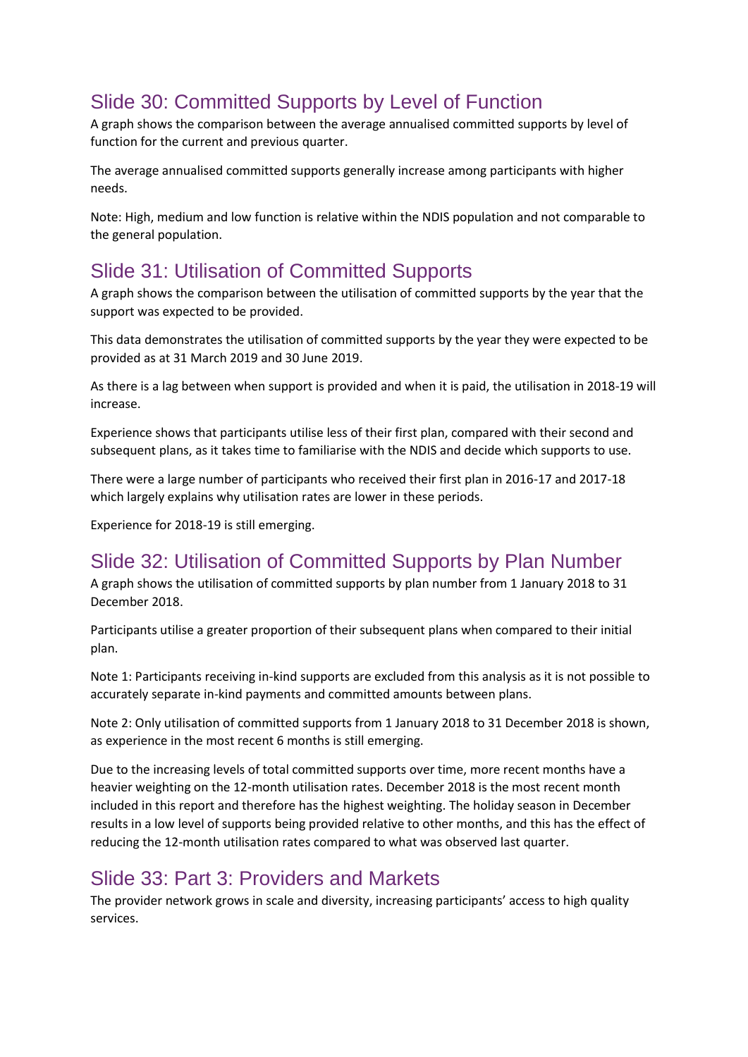## Slide 30: Committed Supports by Level of Function

A graph shows the comparison between the average annualised committed supports by level of function for the current and previous quarter.

The average annualised committed supports generally increase among participants with higher needs.

Note: High, medium and low function is relative within the NDIS population and not comparable to the general population.

## Slide 31: Utilisation of Committed Supports

A graph shows the comparison between the utilisation of committed supports by the year that the support was expected to be provided.

This data demonstrates the utilisation of committed supports by the year they were expected to be provided as at 31 March 2019 and 30 June 2019.

As there is a lag between when support is provided and when it is paid, the utilisation in 2018-19 will increase.

Experience shows that participants utilise less of their first plan, compared with their second and subsequent plans, as it takes time to familiarise with the NDIS and decide which supports to use.

There were a large number of participants who received their first plan in 2016-17 and 2017-18 which largely explains why utilisation rates are lower in these periods.

Experience for 2018-19 is still emerging.

## Slide 32: Utilisation of Committed Supports by Plan Number

A graph shows the utilisation of committed supports by plan number from 1 January 2018 to 31 December 2018.

Participants utilise a greater proportion of their subsequent plans when compared to their initial plan.

Note 1: Participants receiving in-kind supports are excluded from this analysis as it is not possible to accurately separate in-kind payments and committed amounts between plans.

Note 2: Only utilisation of committed supports from 1 January 2018 to 31 December 2018 is shown, as experience in the most recent 6 months is still emerging.

Due to the increasing levels of total committed supports over time, more recent months have a heavier weighting on the 12-month utilisation rates. December 2018 is the most recent month included in this report and therefore has the highest weighting. The holiday season in December results in a low level of supports being provided relative to other months, and this has the effect of reducing the 12-month utilisation rates compared to what was observed last quarter.

## Slide 33: Part 3: Providers and Markets

The provider network grows in scale and diversity, increasing participants' access to high quality services.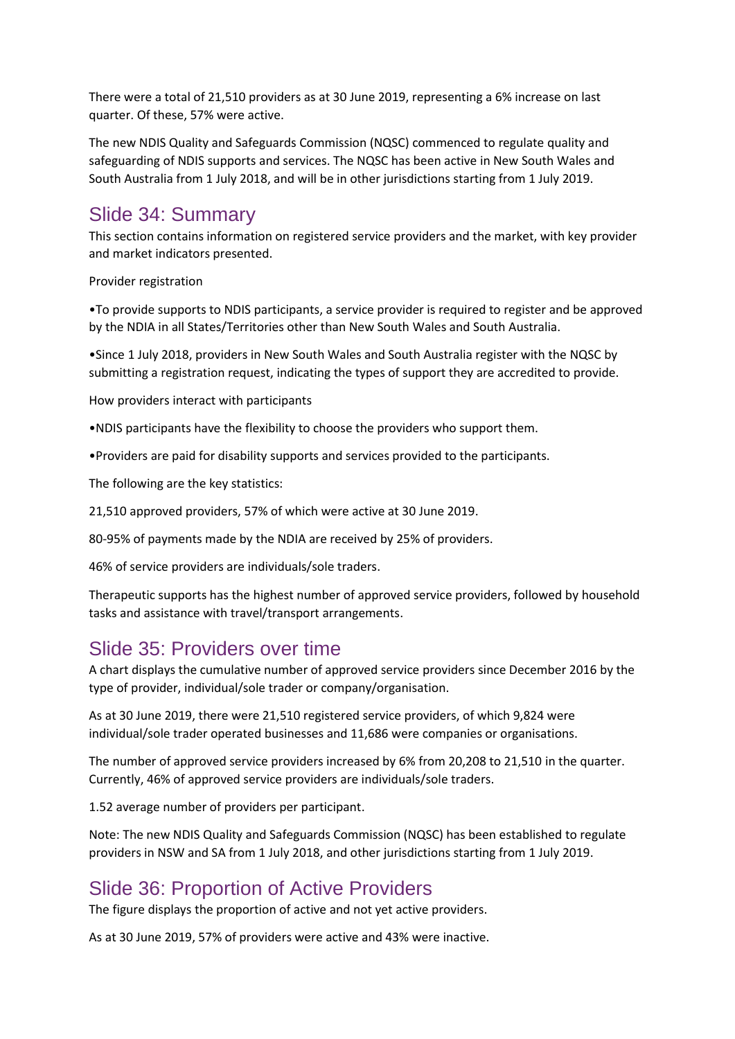There were a total of 21,510 providers as at 30 June 2019, representing a 6% increase on last quarter. Of these, 57% were active.

The new NDIS Quality and Safeguards Commission (NQSC) commenced to regulate quality and safeguarding of NDIS supports and services. The NQSC has been active in New South Wales and South Australia from 1 July 2018, and will be in other jurisdictions starting from 1 July 2019.

## Slide 34: Summary

This section contains information on registered service providers and the market, with key provider and market indicators presented.

Provider registration

•To provide supports to NDIS participants, a service provider is required to register and be approved by the NDIA in all States/Territories other than New South Wales and South Australia.

•Since 1 July 2018, providers in New South Wales and South Australia register with the NQSC by submitting a registration request, indicating the types of support they are accredited to provide.

How providers interact with participants

•NDIS participants have the flexibility to choose the providers who support them.

•Providers are paid for disability supports and services provided to the participants.

The following are the key statistics:

21,510 approved providers, 57% of which were active at 30 June 2019.

80-95% of payments made by the NDIA are received by 25% of providers.

46% of service providers are individuals/sole traders.

Therapeutic supports has the highest number of approved service providers, followed by household tasks and assistance with travel/transport arrangements.

## Slide 35: Providers over time

A chart displays the cumulative number of approved service providers since December 2016 by the type of provider, individual/sole trader or company/organisation.

As at 30 June 2019, there were 21,510 registered service providers, of which 9,824 were individual/sole trader operated businesses and 11,686 were companies or organisations.

The number of approved service providers increased by 6% from 20,208 to 21,510 in the quarter. Currently, 46% of approved service providers are individuals/sole traders.

1.52 average number of providers per participant.

Note: The new NDIS Quality and Safeguards Commission (NQSC) has been established to regulate providers in NSW and SA from 1 July 2018, and other jurisdictions starting from 1 July 2019.

## Slide 36: Proportion of Active Providers

The figure displays the proportion of active and not yet active providers.

As at 30 June 2019, 57% of providers were active and 43% were inactive.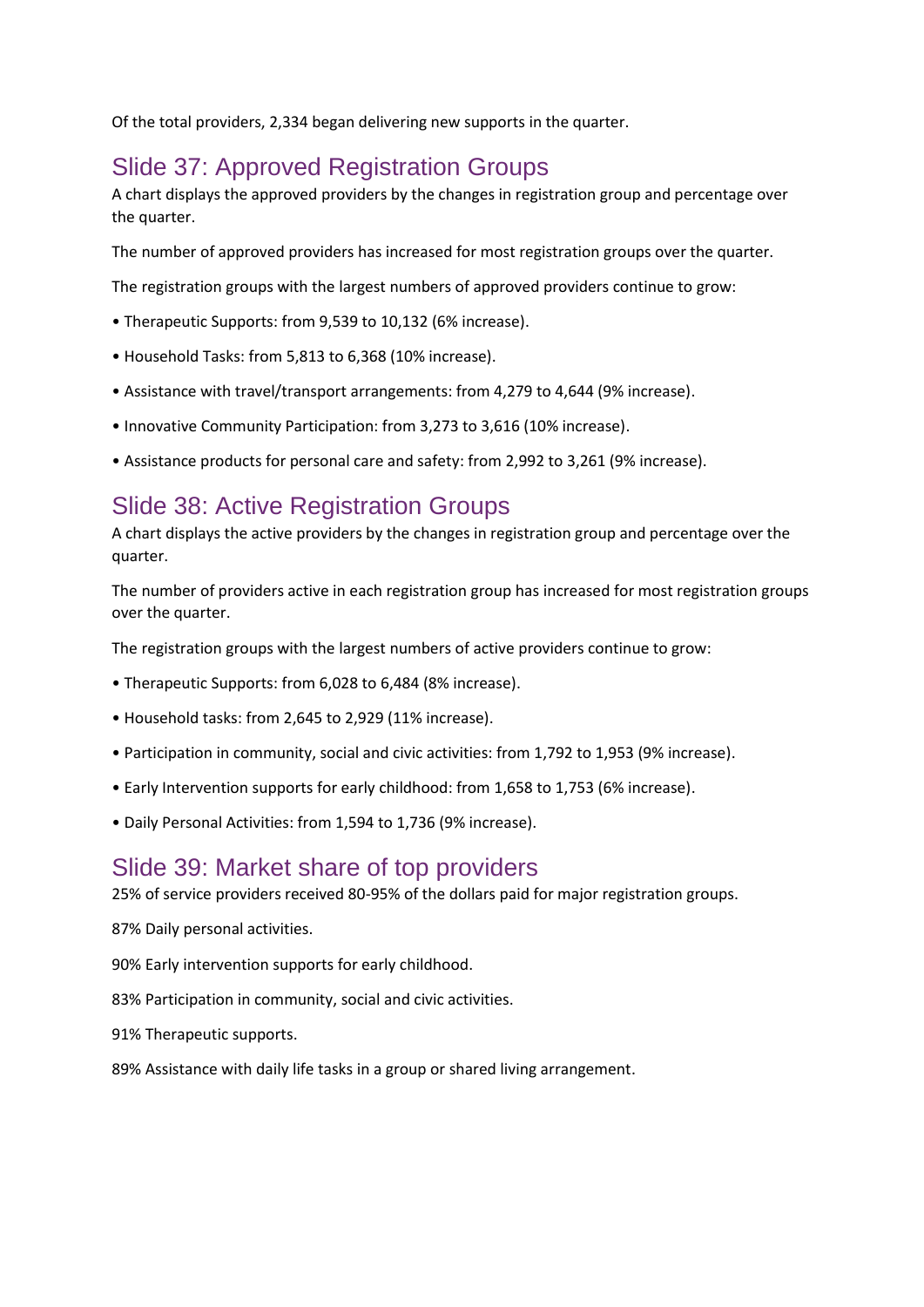Of the total providers, 2,334 began delivering new supports in the quarter.

## Slide 37: Approved Registration Groups

A chart displays the approved providers by the changes in registration group and percentage over the quarter.

The number of approved providers has increased for most registration groups over the quarter.

The registration groups with the largest numbers of approved providers continue to grow:

- Therapeutic Supports: from 9,539 to 10,132 (6% increase).
- Household Tasks: from 5,813 to 6,368 (10% increase).
- Assistance with travel/transport arrangements: from 4,279 to 4,644 (9% increase).
- Innovative Community Participation: from 3,273 to 3,616 (10% increase).
- Assistance products for personal care and safety: from 2,992 to 3,261 (9% increase).

## Slide 38: Active Registration Groups

A chart displays the active providers by the changes in registration group and percentage over the quarter.

The number of providers active in each registration group has increased for most registration groups over the quarter.

The registration groups with the largest numbers of active providers continue to grow:

- Therapeutic Supports: from 6,028 to 6,484 (8% increase).
- Household tasks: from 2,645 to 2,929 (11% increase).
- Participation in community, social and civic activities: from 1,792 to 1,953 (9% increase).
- Early Intervention supports for early childhood: from 1,658 to 1,753 (6% increase).
- Daily Personal Activities: from 1,594 to 1,736 (9% increase).

## Slide 39: Market share of top providers

25% of service providers received 80-95% of the dollars paid for major registration groups.

87% Daily personal activities.

90% Early intervention supports for early childhood.

83% Participation in community, social and civic activities.

91% Therapeutic supports.

89% Assistance with daily life tasks in a group or shared living arrangement.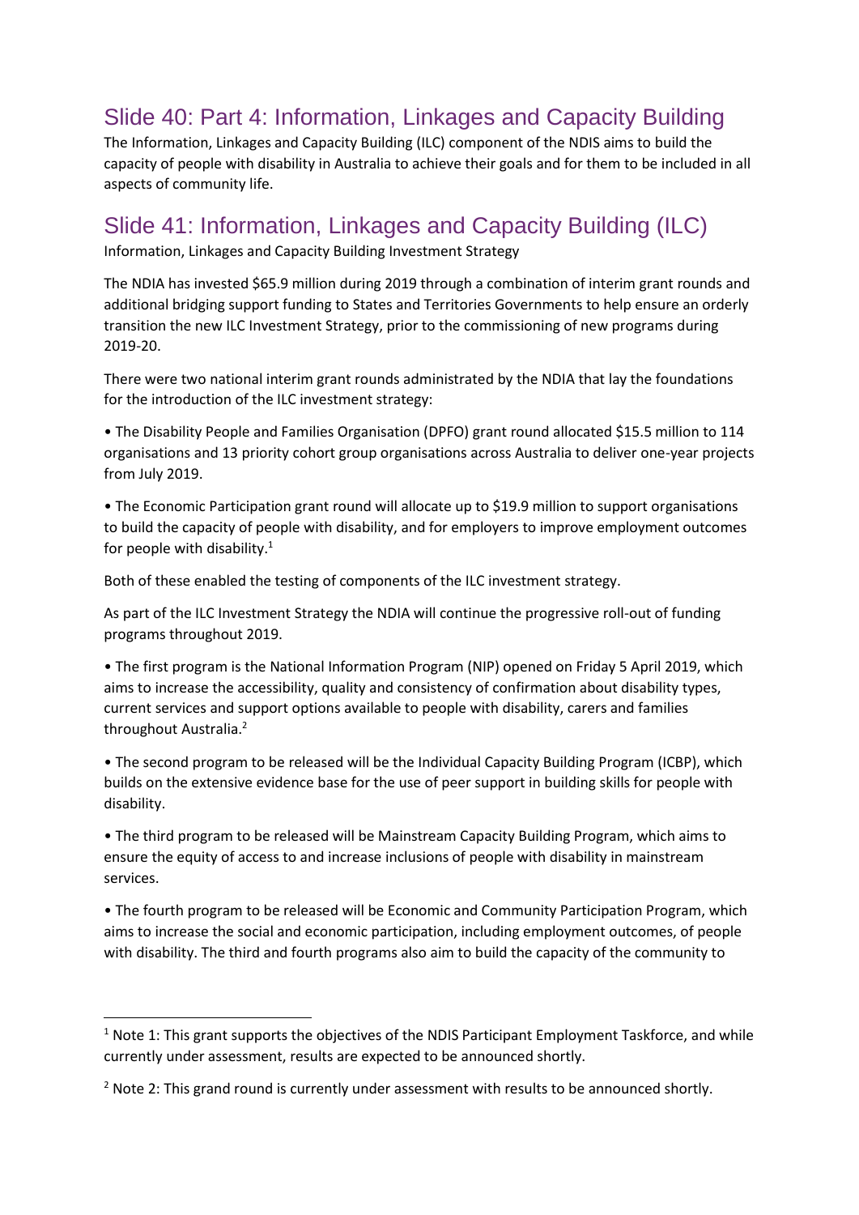## Slide 40: Part 4: Information, Linkages and Capacity Building

The Information, Linkages and Capacity Building (ILC) component of the NDIS aims to build the capacity of people with disability in Australia to achieve their goals and for them to be included in all aspects of community life.

## Slide 41: Information, Linkages and Capacity Building (ILC)

Information, Linkages and Capacity Building Investment Strategy

The NDIA has invested $65.9 million during 2019 through a combination of interim grant rounds and additional bridging support funding to States and Territories Governments to help ensure an orderly transition the new ILC Investment Strategy, prior to the commissioning of new programs during 2019-20.

There were two national interim grant rounds administrated by the NDIA that lay the foundations for the introduction of the ILC investment strategy:

- The Disability People and Families Organisation (DPFO) grant round allocated $15.5 million to 114 organisations and 13 priority cohort group organisations across Australia to deliver one-year projects from July 2019.
- The Economic Participation grant round will allocate up to $19.9 million to support organisations to build the capacity of people with disability, and for employers to improve employment outcomes for people with disability.[1]

Both of these enabled the testing of components of the ILC investment strategy.

As part of the ILC Investment Strategy the NDIA will continue the progressive roll-out of funding programs throughout 2019.

- The first program is the National Information Program (NIP) opened on Friday 5 April 2019, which aims to increase the accessibility, quality and consistency of confirmation about disability types, current services and support options available to people with disability, carers and families throughout Australia.[2]
- The second program to be released will be the Individual Capacity Building Program (ICBP), which builds on the extensive evidence base for the use of peer support in building skills for people with disability.
- The third program to be released will be Mainstream Capacity Building Program, which aims to ensure the equity of access to and increase inclusions of people with disability in mainstream services.
- The fourth program to be released will be Economic and Community Participation Program, which aims to increase the social and economic participation, including employment outcomes, of people with disability. The third and fourth programs also aim to build the capacity of the community to

---

[1] Note 1: This grant supports the objectives of the NDIS Participant Employment Taskforce, and while currently under assessment, results are expected to be announced shortly.

[2] Note 2: This grand round is currently under assessment with results to be announced shortly.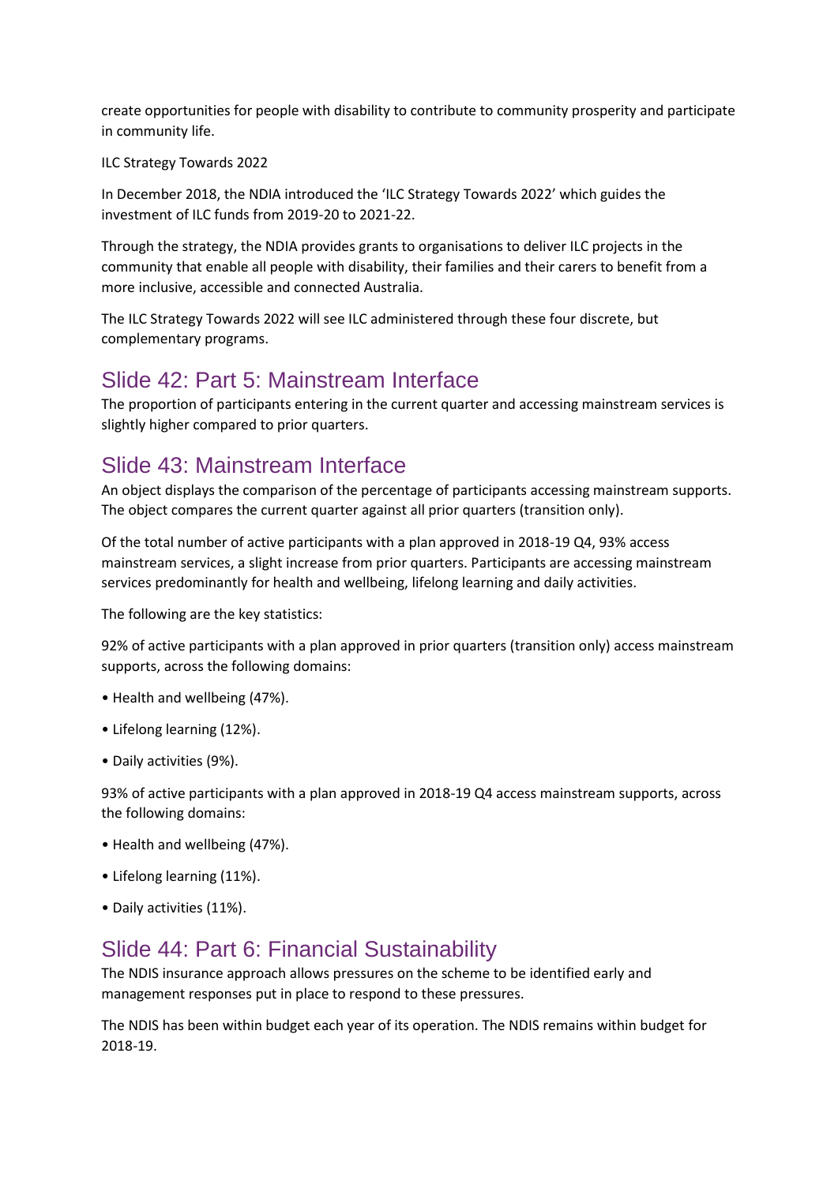create opportunities for people with disability to contribute to community prosperity and participate in community life.

ILC Strategy Towards 2022

In December 2018, the NDIA introduced the 'ILC Strategy Towards 2022' which guides the investment of ILC funds from 2019-20 to 2021-22.

Through the strategy, the NDIA provides grants to organisations to deliver ILC projects in the community that enable all people with disability, their families and their carers to benefit from a more inclusive, accessible and connected Australia.

The ILC Strategy Towards 2022 will see ILC administered through these four discrete, but complementary programs.

## Slide 42: Part 5: Mainstream Interface

The proportion of participants entering in the current quarter and accessing mainstream services is slightly higher compared to prior quarters.

## Slide 43: Mainstream Interface

An object displays the comparison of the percentage of participants accessing mainstream supports. The object compares the current quarter against all prior quarters (transition only).

Of the total number of active participants with a plan approved in 2018-19 Q4, 93% access mainstream services, a slight increase from prior quarters. Participants are accessing mainstream services predominantly for health and wellbeing, lifelong learning and daily activities.

The following are the key statistics:

92% of active participants with a plan approved in prior quarters (transition only) access mainstream supports, across the following domains:

- Health and wellbeing (47%).
- Lifelong learning (12%).
- Daily activities (9%).

93% of active participants with a plan approved in 2018-19 Q4 access mainstream supports, across the following domains:

- Health and wellbeing (47%).
- Lifelong learning (11%).
- Daily activities (11%).

## Slide 44: Part 6: Financial Sustainability

The NDIS insurance approach allows pressures on the scheme to be identified early and management responses put in place to respond to these pressures.

The NDIS has been within budget each year of its operation. The NDIS remains within budget for 2018-19.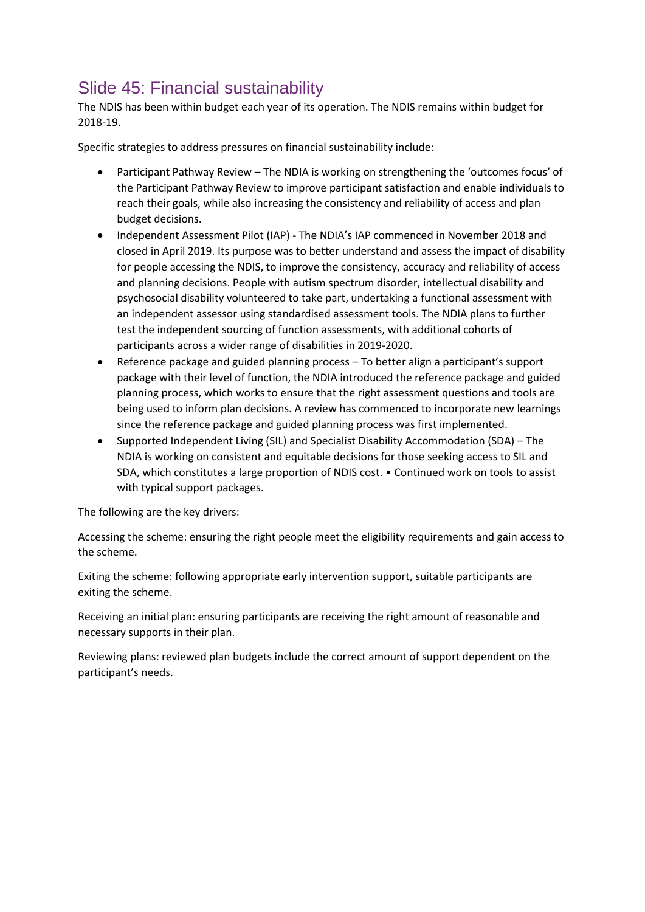# Slide 45: Financial sustainability

The NDIS has been within budget each year of its operation. The NDIS remains within budget for 2018-19.

Specific strategies to address pressures on financial sustainability include:

- Participant Pathway Review – The NDIA is working on strengthening the 'outcomes focus' of the Participant Pathway Review to improve participant satisfaction and enable individuals to reach their goals, while also increasing the consistency and reliability of access and plan budget decisions.
- Independent Assessment Pilot (IAP) - The NDIA's IAP commenced in November 2018 and closed in April 2019. Its purpose was to better understand and assess the impact of disability for people accessing the NDIS, to improve the consistency, accuracy and reliability of access and planning decisions. People with autism spectrum disorder, intellectual disability and psychosocial disability volunteered to take part, undertaking a functional assessment with an independent assessor using standardised assessment tools. The NDIA plans to further test the independent sourcing of function assessments, with additional cohorts of participants across a wider range of disabilities in 2019-2020.
- Reference package and guided planning process – To better align a participant's support package with their level of function, the NDIA introduced the reference package and guided planning process, which works to ensure that the right assessment questions and tools are being used to inform plan decisions. A review has commenced to incorporate new learnings since the reference package and guided planning process was first implemented.
- Supported Independent Living (SIL) and Specialist Disability Accommodation (SDA) – The NDIA is working on consistent and equitable decisions for those seeking access to SIL and SDA, which constitutes a large proportion of NDIS cost. • Continued work on tools to assist with typical support packages.

The following are the key drivers:

Accessing the scheme: ensuring the right people meet the eligibility requirements and gain access to the scheme.

Exiting the scheme: following appropriate early intervention support, suitable participants are exiting the scheme.

Receiving an initial plan: ensuring participants are receiving the right amount of reasonable and necessary supports in their plan.

Reviewing plans: reviewed plan budgets include the correct amount of support dependent on the participant's needs.